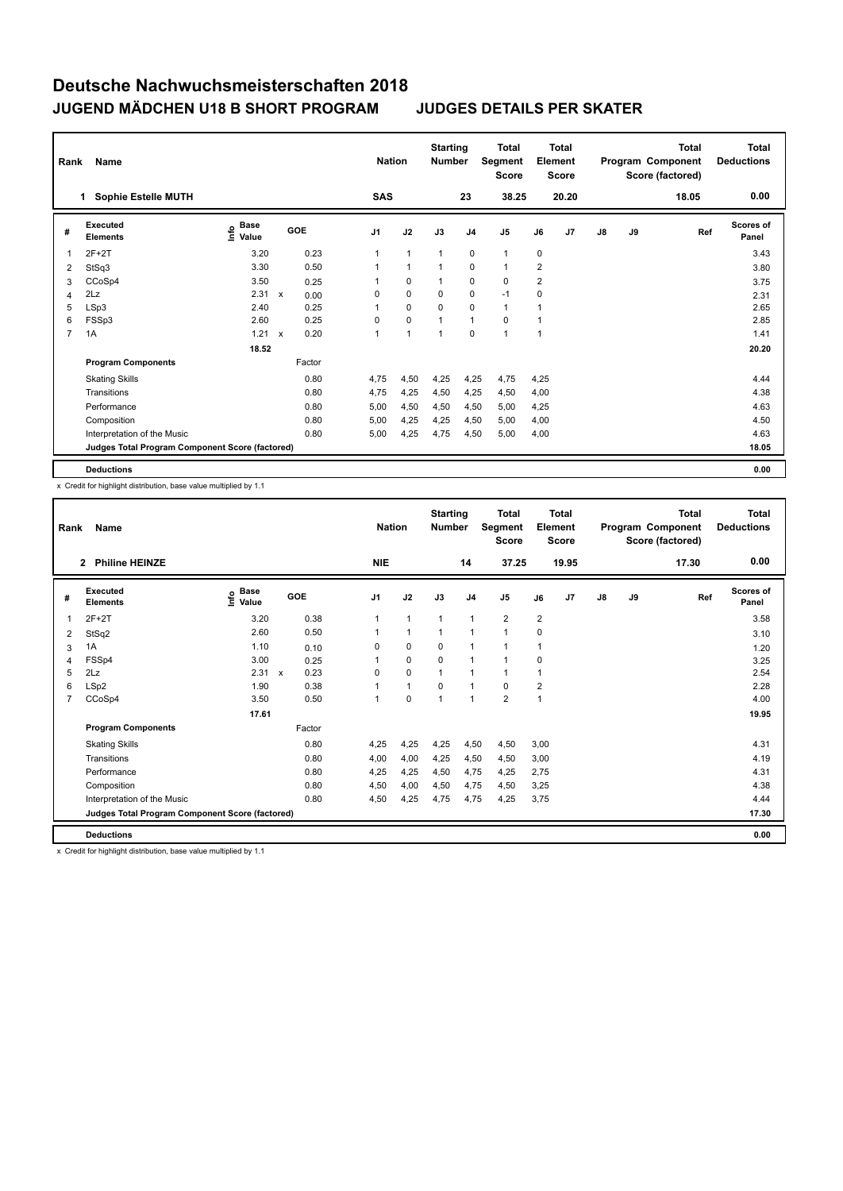# Deutsche Nachwuchsmeisterschaften 2018

## JUGEND MÄDCHEN U18 B SHORT PROGRAM — JUDGES DETAILS PER SKATER

| Rank | Name | Nation | Starting Number | Total Segment Score | Total Element Score | Total Program Component Score (factored) | Total Deductions |
|---|---|---|---|---|---|---|---|
| 1 | Sophie Estelle MUTH | SAS | 23 | 38.25 | 20.20 | 18.05 | 0.00 |

| # | Executed Elements | Info | Base Value | | GOE | J1 | J2 | J3 | J4 | J5 | J6 | J7 | J8 | J9 | Ref | Scores of Panel |
|---|---|---|---|---|---|---|---|---|---|---|---|---|---|---|---|---|
| 1 | 2F+2T | | 3.20 | | 0.23 | 1 | 1 | 1 | 0 | 1 | 0 | | | | | 3.43 |
| 2 | StSq3 | | 3.30 | | 0.50 | 1 | 1 | 1 | 0 | 1 | 2 | | | | | 3.80 |
| 3 | CCoSp4 | | 3.50 | | 0.25 | 1 | 0 | 1 | 0 | 0 | 2 | | | | | 3.75 |
| 4 | 2Lz | | 2.31 | x | 0.00 | 0 | 0 | 0 | 0 | -1 | 0 | | | | | 2.31 |
| 5 | LSp3 | | 2.40 | | 0.25 | 1 | 0 | 0 | 0 | 1 | 1 | | | | | 2.65 |
| 6 | FSSp3 | | 2.60 | | 0.25 | 0 | 0 | 1 | 1 | 0 | 1 | | | | | 2.85 |
| 7 | 1A | | 1.21 | x | 0.20 | 1 | 1 | 1 | 0 | 1 | 1 | | | | | 1.41 |
| | | | 18.52 | | | | | | | | | | | | | 20.20 |
| | **Program Components** | | | | Factor | | | | | | | | | | | |
| | Skating Skills | | | | 0.80 | 4,75 | 4,50 | 4,25 | 4,25 | 4,75 | 4,25 | | | | | 4.44 |
| | Transitions | | | | 0.80 | 4,75 | 4,25 | 4,50 | 4,25 | 4,50 | 4,00 | | | | | 4.38 |
| | Performance | | | | 0.80 | 5,00 | 4,50 | 4,50 | 4,50 | 5,00 | 4,25 | | | | | 4.63 |
| | Composition | | | | 0.80 | 5,00 | 4,25 | 4,25 | 4,50 | 5,00 | 4,00 | | | | | 4.50 |
| | Interpretation of the Music | | | | 0.80 | 5,00 | 4,25 | 4,75 | 4,50 | 5,00 | 4,00 | | | | | 4.63 |
| | **Judges Total Program Component Score (factored)** | | | | | | | | | | | | | | | 18.05 |
| | **Deductions** | | | | | | | | | | | | | | | 0.00 |

x Credit for highlight distribution, base value multiplied by 1.1

| Rank | Name | Nation | Starting Number | Total Segment Score | Total Element Score | Total Program Component Score (factored) | Total Deductions |
|---|---|---|---|---|---|---|---|
| 2 | Philine HEINZE | NIE | 14 | 37.25 | 19.95 | 17.30 | 0.00 |

| # | Executed Elements | Info | Base Value | | GOE | J1 | J2 | J3 | J4 | J5 | J6 | J7 | J8 | J9 | Ref | Scores of Panel |
|---|---|---|---|---|---|---|---|---|---|---|---|---|---|---|---|---|
| 1 | 2F+2T | | 3.20 | | 0.38 | 1 | 1 | 1 | 1 | 2 | 2 | | | | | 3.58 |
| 2 | StSq2 | | 2.60 | | 0.50 | 1 | 1 | 1 | 1 | 1 | 0 | | | | | 3.10 |
| 3 | 1A | | 1.10 | | 0.10 | 0 | 0 | 0 | 1 | 1 | 1 | | | | | 1.20 |
| 4 | FSSp4 | | 3.00 | | 0.25 | 1 | 0 | 0 | 1 | 1 | 0 | | | | | 3.25 |
| 5 | 2Lz | | 2.31 | x | 0.23 | 0 | 0 | 1 | 1 | 1 | 1 | | | | | 2.54 |
| 6 | LSp2 | | 1.90 | | 0.38 | 1 | 1 | 0 | 1 | 0 | 2 | | | | | 2.28 |
| 7 | CCoSp4 | | 3.50 | | 0.50 | 1 | 0 | 1 | 1 | 2 | 1 | | | | | 4.00 |
| | | | 17.61 | | | | | | | | | | | | | 19.95 |
| | **Program Components** | | | | Factor | | | | | | | | | | | |
| | Skating Skills | | | | 0.80 | 4,25 | 4,25 | 4,25 | 4,50 | 4,50 | 3,00 | | | | | 4.31 |
| | Transitions | | | | 0.80 | 4,00 | 4,00 | 4,25 | 4,50 | 4,50 | 3,00 | | | | | 4.19 |
| | Performance | | | | 0.80 | 4,25 | 4,25 | 4,50 | 4,75 | 4,25 | 2,75 | | | | | 4.31 |
| | Composition | | | | 0.80 | 4,50 | 4,00 | 4,50 | 4,75 | 4,50 | 3,25 | | | | | 4.38 |
| | Interpretation of the Music | | | | 0.80 | 4,50 | 4,25 | 4,75 | 4,75 | 4,25 | 3,75 | | | | | 4.44 |
| | **Judges Total Program Component Score (factored)** | | | | | | | | | | | | | | | 17.30 |
| | **Deductions** | | | | | | | | | | | | | | | 0.00 |

x Credit for highlight distribution, base value multiplied by 1.1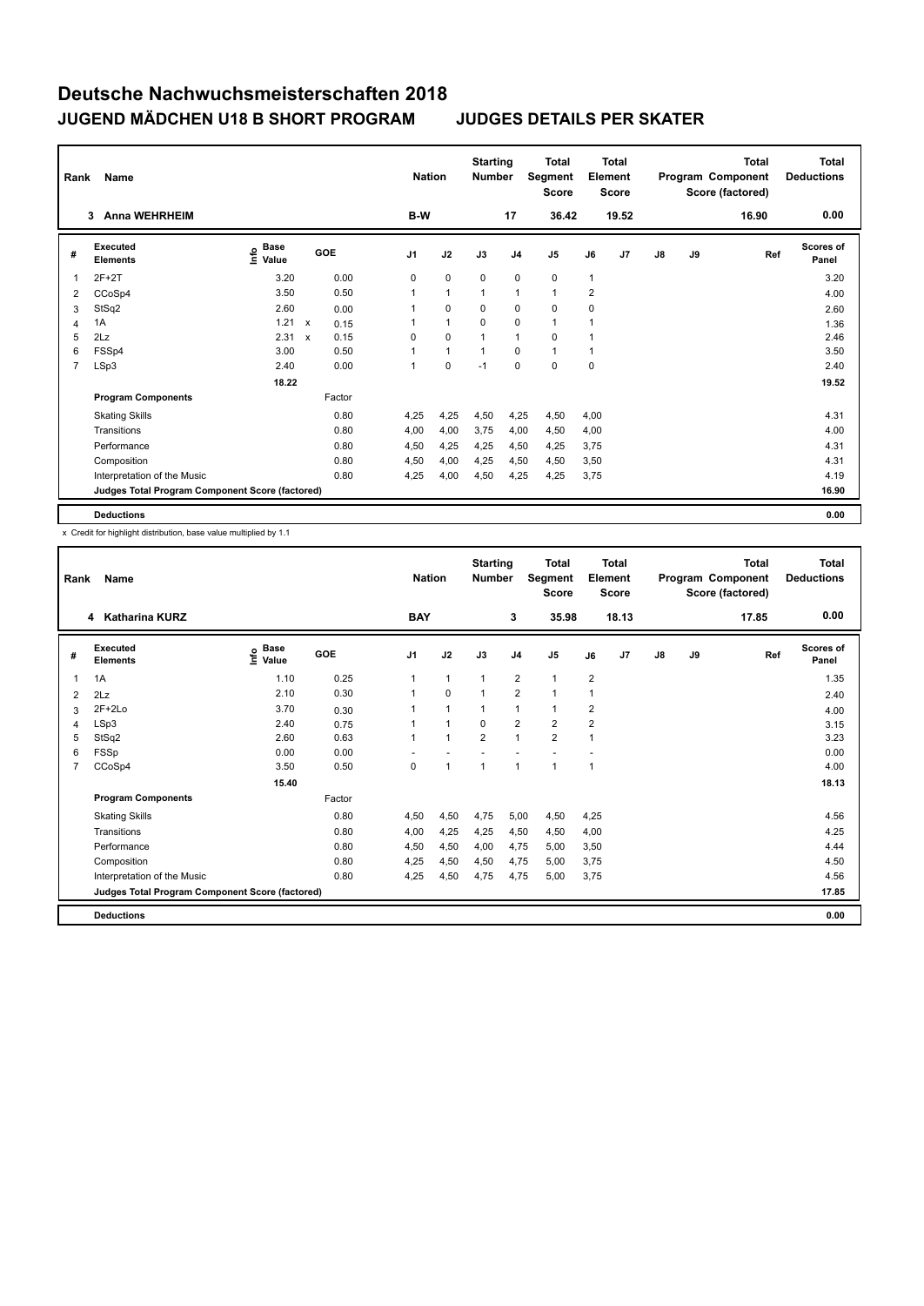# Deutsche Nachwuchsmeisterschaften 2018

## JUGEND MÄDCHEN U18 B SHORT PROGRAM JUDGES DETAILS PER SKATER

| Rank | Name | Nation | Starting Number | Total Segment Score | Total Element Score | Total Program Component Score (factored) | Total Deductions |
|---|---|---|---|---|---|---|---|
| 3 | Anna WEHRHEIM | B-W | 17 | 36.42 | 19.52 | 16.90 | 0.00 |

| # | Executed Elements | Info | Base Value | | GOE | J1 | J2 | J3 | J4 | J5 | J6 | J7 | J8 | J9 | Ref | Scores of Panel |
|---|---|---|---|---|---|---|---|---|---|---|---|---|---|---|---|---|
| 1 | 2F+2T | | 3.20 | | 0.00 | 0 | 0 | 0 | 0 | 0 | 1 | | | | | 3.20 |
| 2 | CCoSp4 | | 3.50 | | 0.50 | 1 | 1 | 1 | 1 | 1 | 2 | | | | | 4.00 |
| 3 | StSq2 | | 2.60 | | 0.00 | 1 | 0 | 0 | 0 | 0 | 0 | | | | | 2.60 |
| 4 | 1A | | 1.21 | x | 0.15 | 1 | 1 | 0 | 0 | 1 | 1 | | | | | 1.36 |
| 5 | 2Lz | | 2.31 | x | 0.15 | 0 | 0 | 1 | 1 | 0 | 1 | | | | | 2.46 |
| 6 | FSSp4 | | 3.00 | | 0.50 | 1 | 1 | 1 | 0 | 1 | 1 | | | | | 3.50 |
| 7 | LSp3 | | 2.40 | | 0.00 | 1 | 0 | -1 | 0 | 0 | 0 | | | | | 2.40 |
| | | | 18.22 | | | | | | | | | | | | | 19.52 |
| | **Program Components** | | | | Factor | | | | | | | | | | | |
| | Skating Skills | | | | 0.80 | 4,25 | 4,25 | 4,50 | 4,25 | 4,50 | 4,00 | | | | | 4.31 |
| | Transitions | | | | 0.80 | 4,00 | 4,00 | 3,75 | 4,00 | 4,50 | 4,00 | | | | | 4.00 |
| | Performance | | | | 0.80 | 4,50 | 4,25 | 4,25 | 4,50 | 4,25 | 3,75 | | | | | 4.31 |
| | Composition | | | | 0.80 | 4,50 | 4,00 | 4,25 | 4,50 | 4,50 | 3,50 | | | | | 4.31 |
| | Interpretation of the Music | | | | 0.80 | 4,25 | 4,00 | 4,50 | 4,25 | 4,25 | 3,75 | | | | | 4.19 |
| | **Judges Total Program Component Score (factored)** | | | | | | | | | | | | | | | 16.90 |
| | **Deductions** | | | | | | | | | | | | | | | 0.00 |

x Credit for highlight distribution, base value multiplied by 1.1

| Rank | Name | Nation | Starting Number | Total Segment Score | Total Element Score | Total Program Component Score (factored) | Total Deductions |
|---|---|---|---|---|---|---|---|
| 4 | Katharina KURZ | BAY | 3 | 35.98 | 18.13 | 17.85 | 0.00 |

| # | Executed Elements | Info | Base Value | GOE | J1 | J2 | J3 | J4 | J5 | J6 | J7 | J8 | J9 | Ref | Scores of Panel |
|---|---|---|---|---|---|---|---|---|---|---|---|---|---|---|---|
| 1 | 1A | | 1.10 | 0.25 | 1 | 1 | 1 | 2 | 1 | 2 | | | | | 1.35 |
| 2 | 2Lz | | 2.10 | 0.30 | 1 | 0 | 1 | 2 | 1 | 1 | | | | | 2.40 |
| 3 | 2F+2Lo | | 3.70 | 0.30 | 1 | 1 | 1 | 1 | 1 | 2 | | | | | 4.00 |
| 4 | LSp3 | | 2.40 | 0.75 | 1 | 1 | 0 | 2 | 2 | 2 | | | | | 3.15 |
| 5 | StSq2 | | 2.60 | 0.63 | 1 | 1 | 2 | 1 | 2 | 1 | | | | | 3.23 |
| 6 | FSSp | | 0.00 | 0.00 | - | - | - | - | - | - | | | | | 0.00 |
| 7 | CCoSp4 | | 3.50 | 0.50 | 0 | 1 | 1 | 1 | 1 | 1 | | | | | 4.00 |
| | | | 15.40 | | | | | | | | | | | | 18.13 |
| | **Program Components** | | | Factor | | | | | | | | | | | |
| | Skating Skills | | | 0.80 | 4,50 | 4,50 | 4,75 | 5,00 | 4,50 | 4,25 | | | | | 4.56 |
| | Transitions | | | 0.80 | 4,00 | 4,25 | 4,25 | 4,50 | 4,50 | 4,00 | | | | | 4.25 |
| | Performance | | | 0.80 | 4,50 | 4,50 | 4,00 | 4,75 | 5,00 | 3,50 | | | | | 4.44 |
| | Composition | | | 0.80 | 4,25 | 4,50 | 4,50 | 4,75 | 5,00 | 3,75 | | | | | 4.50 |
| | Interpretation of the Music | | | 0.80 | 4,25 | 4,50 | 4,75 | 4,75 | 5,00 | 3,75 | | | | | 4.56 |
| | **Judges Total Program Component Score (factored)** | | | | | | | | | | | | | | 17.85 |
| | **Deductions** | | | | | | | | | | | | | | 0.00 |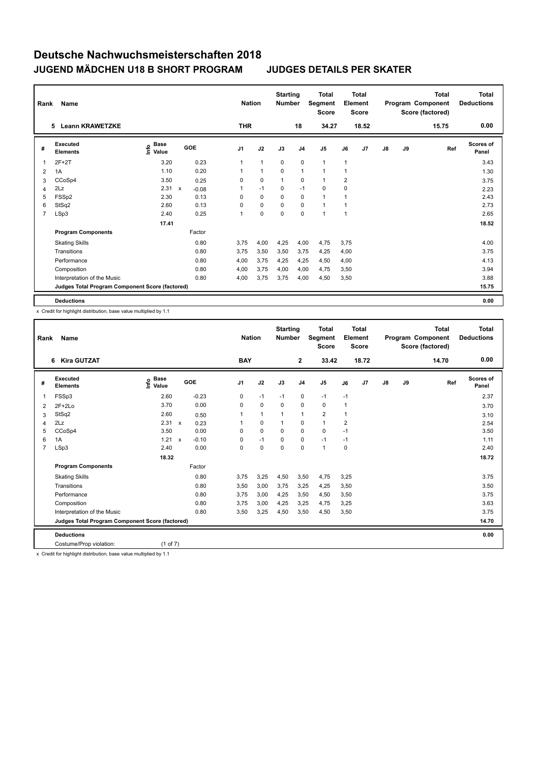# Deutsche Nachwuchsmeisterschaften 2018

## JUGEND MÄDCHEN U18 B SHORT PROGRAM JUDGES DETAILS PER SKATER

| Rank | Name | Nation | Starting Number | Total Segment Score | Total Element Score | Total Program Component Score (factored) | Total Deductions |
|---|---|---|---|---|---|---|---|
| 5 | Leann KRAWETZKE | THR | 18 | 34.27 | 18.52 | 15.75 | 0.00 |

| # | Executed Elements | Info | Base Value | | GOE | J1 | J2 | J3 | J4 | J5 | J6 | J7 | J8 | J9 | Ref | Scores of Panel |
|---|---|---|---|---|---|---|---|---|---|---|---|---|---|---|---|---|
| 1 | 2F+2T | | 3.20 | | 0.23 | 1 | 1 | 0 | 0 | 1 | 1 | | | | | 3.43 |
| 2 | 1A | | 1.10 | | 0.20 | 1 | 1 | 0 | 1 | 1 | 1 | | | | | 1.30 |
| 3 | CCoSp4 | | 3.50 | | 0.25 | 0 | 0 | 1 | 0 | 1 | 2 | | | | | 3.75 |
| 4 | 2Lz | | 2.31 | x | -0.08 | 1 | -1 | 0 | -1 | 0 | 0 | | | | | 2.23 |
| 5 | FSSp2 | | 2.30 | | 0.13 | 0 | 0 | 0 | 0 | 1 | 1 | | | | | 2.43 |
| 6 | StSq2 | | 2.60 | | 0.13 | 0 | 0 | 0 | 0 | 1 | 1 | | | | | 2.73 |
| 7 | LSp3 | | 2.40 | | 0.25 | 1 | 0 | 0 | 0 | 1 | 1 | | | | | 2.65 |
| | | | 17.41 | | | | | | | | | | | | | 18.52 |
| | **Program Components** | | | | Factor | | | | | | | | | | | |
| | Skating Skills | | | | 0.80 | 3,75 | 4,00 | 4,25 | 4,00 | 4,75 | 3,75 | | | | | 4.00 |
| | Transitions | | | | 0.80 | 3,75 | 3,50 | 3,50 | 3,75 | 4,25 | 4,00 | | | | | 3.75 |
| | Performance | | | | 0.80 | 4,00 | 3,75 | 4,25 | 4,25 | 4,50 | 4,00 | | | | | 4.13 |
| | Composition | | | | 0.80 | 4,00 | 3,75 | 4,00 | 4,00 | 4,75 | 3,50 | | | | | 3.94 |
| | Interpretation of the Music | | | | 0.80 | 4,00 | 3,75 | 3,75 | 4,00 | 4,50 | 3,50 | | | | | 3.88 |
| | **Judges Total Program Component Score (factored)** | | | | | | | | | | | | | | | 15.75 |
| | **Deductions** | | | | | | | | | | | | | | | 0.00 |

x Credit for highlight distribution, base value multiplied by 1.1

| Rank | Name | Nation | Starting Number | Total Segment Score | Total Element Score | Total Program Component Score (factored) | Total Deductions |
|---|---|---|---|---|---|---|---|
| 6 | Kira GUTZAT | BAY | 2 | 33.42 | 18.72 | 14.70 | 0.00 |

| # | Executed Elements | Info | Base Value | | GOE | J1 | J2 | J3 | J4 | J5 | J6 | J7 | J8 | J9 | Ref | Scores of Panel |
|---|---|---|---|---|---|---|---|---|---|---|---|---|---|---|---|---|
| 1 | FSSp3 | | 2.60 | | -0.23 | 0 | -1 | -1 | 0 | -1 | -1 | | | | | 2.37 |
| 2 | 2F+2Lo | | 3.70 | | 0.00 | 0 | 0 | 0 | 0 | 0 | 1 | | | | | 3.70 |
| 3 | StSq2 | | 2.60 | | 0.50 | 1 | 1 | 1 | 1 | 2 | 1 | | | | | 3.10 |
| 4 | 2Lz | | 2.31 | x | 0.23 | 1 | 0 | 1 | 0 | 1 | 2 | | | | | 2.54 |
| 5 | CCoSp4 | | 3.50 | | 0.00 | 0 | 0 | 0 | 0 | 0 | -1 | | | | | 3.50 |
| 6 | 1A | | 1.21 | x | -0.10 | 0 | -1 | 0 | 0 | -1 | -1 | | | | | 1.11 |
| 7 | LSp3 | | 2.40 | | 0.00 | 0 | 0 | 0 | 0 | 1 | 0 | | | | | 2.40 |
| | | | 18.32 | | | | | | | | | | | | | 18.72 |
| | **Program Components** | | | | Factor | | | | | | | | | | | |
| | Skating Skills | | | | 0.80 | 3,75 | 3,25 | 4,50 | 3,50 | 4,75 | 3,25 | | | | | 3.75 |
| | Transitions | | | | 0.80 | 3,50 | 3,00 | 3,75 | 3,25 | 4,25 | 3,50 | | | | | 3.50 |
| | Performance | | | | 0.80 | 3,75 | 3,00 | 4,25 | 3,50 | 4,50 | 3,50 | | | | | 3.75 |
| | Composition | | | | 0.80 | 3,75 | 3,00 | 4,25 | 3,25 | 4,75 | 3,25 | | | | | 3.63 |
| | Interpretation of the Music | | | | 0.80 | 3,50 | 3,25 | 4,50 | 3,50 | 4,50 | 3,50 | | | | | 3.75 |
| | **Judges Total Program Component Score (factored)** | | | | | | | | | | | | | | | 14.70 |
| | **Deductions** | | | | | | | | | | | | | | | 0.00 |
| | Costume/Prop violation: | | (1 of 7) | | | | | | | | | | | | | |

x Credit for highlight distribution, base value multiplied by 1.1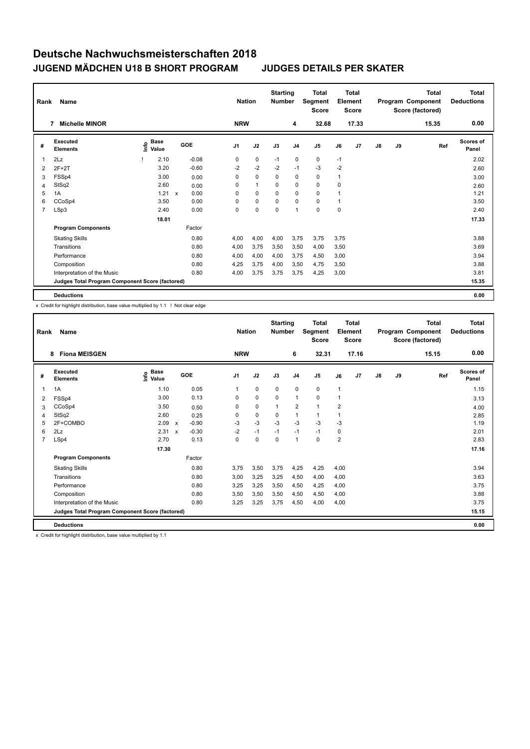# Deutsche Nachwuchsmeisterschaften 2018

## JUGEND MÄDCHEN U18 B SHORT PROGRAM JUDGES DETAILS PER SKATER

| Rank | Name | Nation | Starting Number | Total Segment Score | Total Element Score | Total Program Component Score (factored) | Total Deductions |
|---|---|---|---|---|---|---|---|
| 7 | Michelle MINOR | NRW | 4 | 32.68 | 17.33 | 15.35 | 0.00 |

| # | Executed Elements | Info | Base Value | | GOE | J1 | J2 | J3 | J4 | J5 | J6 | J7 | J8 | J9 | Ref | Scores of Panel |
|---|---|---|---|---|---|---|---|---|---|---|---|---|---|---|---|---|
| 1 | 2Lz | ! | 2.10 | | -0.08 | 0 | 0 | -1 | 0 | 0 | -1 | | | | | 2.02 |
| 2 | 2F+2T | | 3.20 | | -0.60 | -2 | -2 | -2 | -1 | -3 | -2 | | | | | 2.60 |
| 3 | FSSp4 | | 3.00 | | 0.00 | 0 | 0 | 0 | 0 | 0 | 1 | | | | | 3.00 |
| 4 | StSq2 | | 2.60 | | 0.00 | 0 | 1 | 0 | 0 | 0 | 0 | | | | | 2.60 |
| 5 | 1A | | 1.21 | x | 0.00 | 0 | 0 | 0 | 0 | 0 | 1 | | | | | 1.21 |
| 6 | CCoSp4 | | 3.50 | | 0.00 | 0 | 0 | 0 | 0 | 0 | 1 | | | | | 3.50 |
| 7 | LSp3 | | 2.40 | | 0.00 | 0 | 0 | 0 | 1 | 0 | 0 | | | | | 2.40 |
| | | | 18.01 | | | | | | | | | | | | | 17.33 |
| | **Program Components** | | | | Factor | | | | | | | | | | | |
| | Skating Skills | | | | 0.80 | 4,00 | 4,00 | 4,00 | 3,75 | 3,75 | 3,75 | | | | | 3.88 |
| | Transitions | | | | 0.80 | 4,00 | 3,75 | 3,50 | 3,50 | 4,00 | 3,50 | | | | | 3.69 |
| | Performance | | | | 0.80 | 4,00 | 4,00 | 4,00 | 3,75 | 4,50 | 3,00 | | | | | 3.94 |
| | Composition | | | | 0.80 | 4,25 | 3,75 | 4,00 | 3,50 | 4,75 | 3,50 | | | | | 3.88 |
| | Interpretation of the Music | | | | 0.80 | 4,00 | 3,75 | 3,75 | 3,75 | 4,25 | 3,00 | | | | | 3.81 |
| | **Judges Total Program Component Score (factored)** | | | | | | | | | | | | | | | 15.35 |
| | **Deductions** | | | | | | | | | | | | | | | 0.00 |

x Credit for highlight distribution, base value multiplied by 1.1 ! Not clear edge

| Rank | Name | Nation | Starting Number | Total Segment Score | Total Element Score | Total Program Component Score (factored) | Total Deductions |
|---|---|---|---|---|---|---|---|
| 8 | Fiona MEISGEN | NRW | 6 | 32.31 | 17.16 | 15.15 | 0.00 |

| # | Executed Elements | Info | Base Value | | GOE | J1 | J2 | J3 | J4 | J5 | J6 | J7 | J8 | J9 | Ref | Scores of Panel |
|---|---|---|---|---|---|---|---|---|---|---|---|---|---|---|---|---|
| 1 | 1A | | 1.10 | | 0.05 | 1 | 0 | 0 | 0 | 0 | 1 | | | | | 1.15 |
| 2 | FSSp4 | | 3.00 | | 0.13 | 0 | 0 | 0 | 1 | 0 | 1 | | | | | 3.13 |
| 3 | CCoSp4 | | 3.50 | | 0.50 | 0 | 0 | 1 | 2 | 1 | 2 | | | | | 4.00 |
| 4 | StSq2 | | 2.60 | | 0.25 | 0 | 0 | 0 | 1 | 1 | 1 | | | | | 2.85 |
| 5 | 2F+COMBO | | 2.09 | x | -0.90 | -3 | -3 | -3 | -3 | -3 | -3 | | | | | 1.19 |
| 6 | 2Lz | | 2.31 | x | -0.30 | -2 | -1 | -1 | -1 | -1 | 0 | | | | | 2.01 |
| 7 | LSp4 | | 2.70 | | 0.13 | 0 | 0 | 0 | 1 | 0 | 2 | | | | | 2.83 |
| | | | 17.30 | | | | | | | | | | | | | 17.16 |
| | **Program Components** | | | | Factor | | | | | | | | | | | |
| | Skating Skills | | | | 0.80 | 3,75 | 3,50 | 3,75 | 4,25 | 4,25 | 4,00 | | | | | 3.94 |
| | Transitions | | | | 0.80 | 3,00 | 3,25 | 3,25 | 4,50 | 4,00 | 4,00 | | | | | 3.63 |
| | Performance | | | | 0.80 | 3,25 | 3,25 | 3,50 | 4,50 | 4,25 | 4,00 | | | | | 3.75 |
| | Composition | | | | 0.80 | 3,50 | 3,50 | 3,50 | 4,50 | 4,50 | 4,00 | | | | | 3.88 |
| | Interpretation of the Music | | | | 0.80 | 3,25 | 3,25 | 3,75 | 4,50 | 4,00 | 4,00 | | | | | 3.75 |
| | **Judges Total Program Component Score (factored)** | | | | | | | | | | | | | | | 15.15 |
| | **Deductions** | | | | | | | | | | | | | | | 0.00 |

x Credit for highlight distribution, base value multiplied by 1.1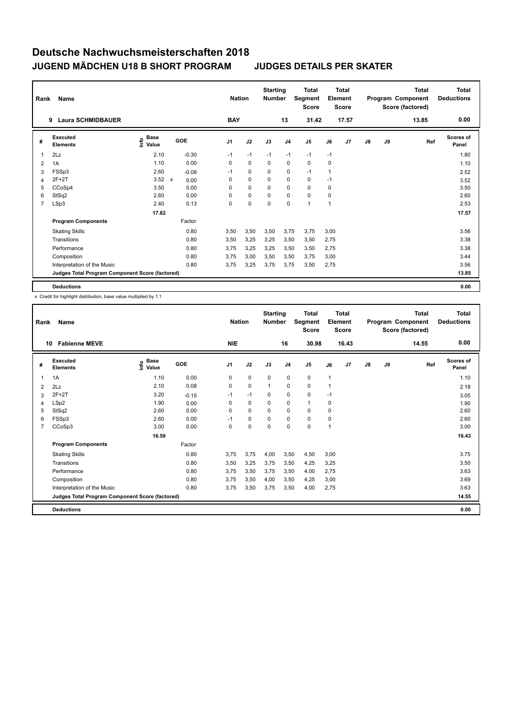# Deutsche Nachwuchsmeisterschaften 2018

## JUGEND MÄDCHEN U18 B SHORT PROGRAM    JUDGES DETAILS PER SKATER

| Rank | Name | Nation | Starting Number | Total Segment Score | Total Element Score | Total Program Component Score (factored) | Total Deductions |
|---|---|---|---|---|---|---|---|
| 9 | Laura SCHMIDBAUER | BAY | 13 | 31.42 | 17.57 | 13.85 | 0.00 |

| # | Executed Elements | Info | Base Value | GOE | J1 | J2 | J3 | J4 | J5 | J6 | J7 | J8 | J9 | Ref | Scores of Panel |
|---|---|---|---|---|---|---|---|---|---|---|---|---|---|---|---|
| 1 | 2Lz | | 2.10 | -0.30 | -1 | -1 | -1 | -1 | -1 | -1 | | | | | 1.80 |
| 2 | 1A | | 1.10 | 0.00 | 0 | 0 | 0 | 0 | 0 | 0 | | | | | 1.10 |
| 3 | FSSp3 | | 2.60 | -0.08 | -1 | 0 | 0 | 0 | -1 | 1 | | | | | 2.52 |
| 4 | 2F+2T | | 3.52 | x 0.00 | 0 | 0 | 0 | 0 | 0 | -1 | | | | | 3.52 |
| 5 | CCoSp4 | | 3.50 | 0.00 | 0 | 0 | 0 | 0 | 0 | 0 | | | | | 3.50 |
| 6 | StSq2 | | 2.60 | 0.00 | 0 | 0 | 0 | 0 | 0 | 0 | | | | | 2.60 |
| 7 | LSp3 | | 2.40 | 0.13 | 0 | 0 | 0 | 0 | 1 | 1 | | | | | 2.53 |
| | | | 17.82 | | | | | | | | | | | | 17.57 |
| | **Program Components** | | | Factor | | | | | | | | | | | |
| | Skating Skills | | | 0.80 | 3,50 | 3,50 | 3,50 | 3,75 | 3,75 | 3,00 | | | | | 3.56 |
| | Transitions | | | 0.80 | 3,50 | 3,25 | 3,25 | 3,50 | 3,50 | 2,75 | | | | | 3.38 |
| | Performance | | | 0.80 | 3,75 | 3,25 | 3,25 | 3,50 | 3,50 | 2,75 | | | | | 3.38 |
| | Composition | | | 0.80 | 3,75 | 3,00 | 3,50 | 3,50 | 3,75 | 3,00 | | | | | 3.44 |
| | Interpretation of the Music | | | 0.80 | 3,75 | 3,25 | 3,75 | 3,75 | 3,50 | 2,75 | | | | | 3.56 |
| | **Judges Total Program Component Score (factored)** | | | | | | | | | | | | | | 13.85 |
| | **Deductions** | | | | | | | | | | | | | | 0.00 |

x Credit for highlight distribution, base value multiplied by 1.1

| Rank | Name | Nation | Starting Number | Total Segment Score | Total Element Score | Total Program Component Score (factored) | Total Deductions |
|---|---|---|---|---|---|---|---|
| 10 | Fabienne MEVE | NIE | 16 | 30.98 | 16.43 | 14.55 | 0.00 |

| # | Executed Elements | Info | Base Value | GOE | J1 | J2 | J3 | J4 | J5 | J6 | J7 | J8 | J9 | Ref | Scores of Panel |
|---|---|---|---|---|---|---|---|---|---|---|---|---|---|---|---|
| 1 | 1A | | 1.10 | 0.00 | 0 | 0 | 0 | 0 | 0 | 1 | | | | | 1.10 |
| 2 | 2Lz | | 2.10 | 0.08 | 0 | 0 | 1 | 0 | 0 | 1 | | | | | 2.18 |
| 3 | 2F+2T | | 3.20 | -0.15 | -1 | -1 | 0 | 0 | 0 | -1 | | | | | 3.05 |
| 4 | LSp2 | | 1.90 | 0.00 | 0 | 0 | 0 | 0 | 1 | 0 | | | | | 1.90 |
| 5 | StSq2 | | 2.60 | 0.00 | 0 | 0 | 0 | 0 | 0 | 0 | | | | | 2.60 |
| 6 | FSSp3 | | 2.60 | 0.00 | -1 | 0 | 0 | 0 | 0 | 0 | | | | | 2.60 |
| 7 | CCoSp3 | | 3.00 | 0.00 | 0 | 0 | 0 | 0 | 0 | 1 | | | | | 3.00 |
| | | | 16.50 | | | | | | | | | | | | 16.43 |
| | **Program Components** | | | Factor | | | | | | | | | | | |
| | Skating Skills | | | 0.80 | 3,75 | 3,75 | 4,00 | 3,50 | 4,50 | 3,00 | | | | | 3.75 |
| | Transitions | | | 0.80 | 3,50 | 3,25 | 3,75 | 3,50 | 4,25 | 3,25 | | | | | 3.50 |
| | Performance | | | 0.80 | 3,75 | 3,50 | 3,75 | 3,50 | 4,00 | 2,75 | | | | | 3.63 |
| | Composition | | | 0.80 | 3,75 | 3,50 | 4,00 | 3,50 | 4,25 | 3,00 | | | | | 3.69 |
| | Interpretation of the Music | | | 0.80 | 3,75 | 3,50 | 3,75 | 3,50 | 4,00 | 2,75 | | | | | 3.63 |
| | **Judges Total Program Component Score (factored)** | | | | | | | | | | | | | | 14.55 |
| | **Deductions** | | | | | | | | | | | | | | 0.00 |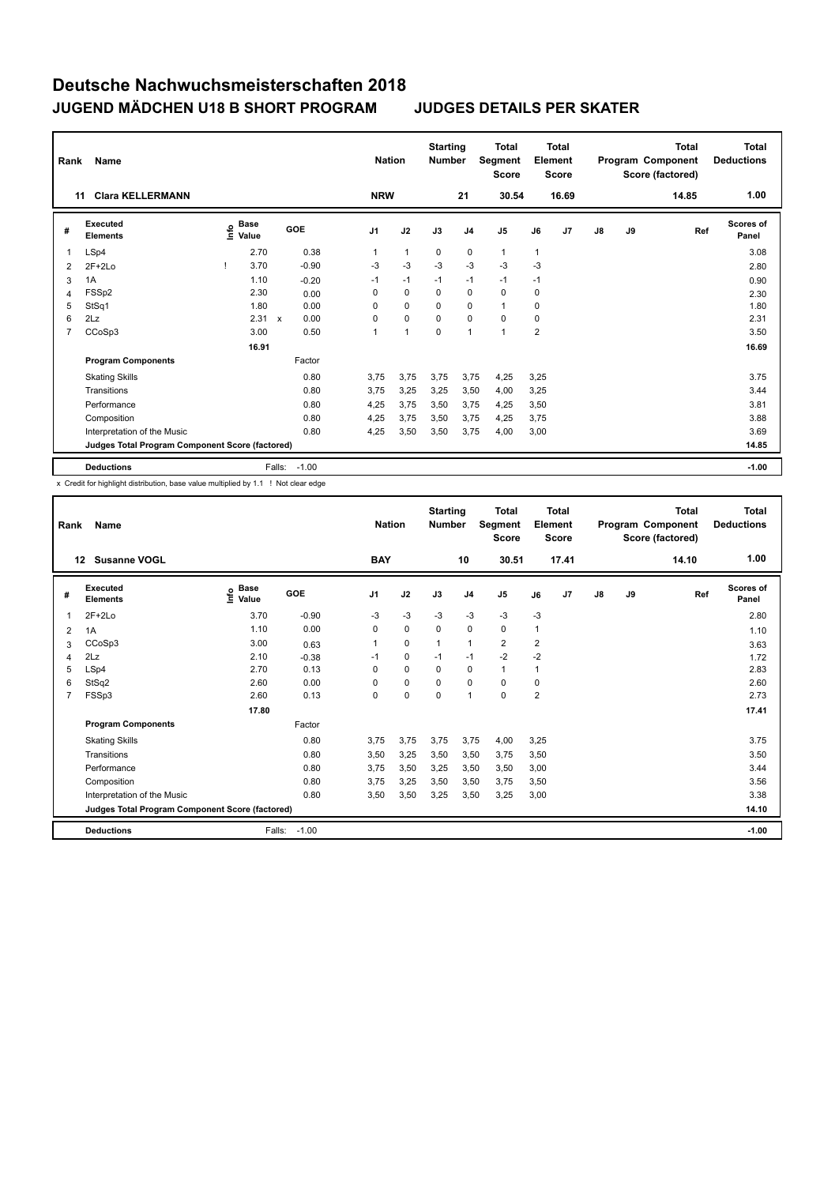# Deutsche Nachwuchsmeisterschaften 2018

## JUGEND MÄDCHEN U18 B SHORT PROGRAM — JUDGES DETAILS PER SKATER

| Rank | Name | Nation | Starting Number | Total Segment Score | Total Element Score | Total Program Component Score (factored) | Total Deductions |
|---|---|---|---|---|---|---|---|
| 11 | Clara KELLERMANN | NRW | 21 | 30.54 | 16.69 | 14.85 | 1.00 |

| # | Executed Elements | Info | Base Value | | GOE | J1 | J2 | J3 | J4 | J5 | J6 | J7 | J8 | J9 | Ref | Scores of Panel |
|---|---|---|---|---|---|---|---|---|---|---|---|---|---|---|---|---|
| 1 | LSp4 | | 2.70 | | 0.38 | 1 | 1 | 0 | 0 | 1 | 1 | | | | | 3.08 |
| 2 | 2F+2Lo | ! | 3.70 | | -0.90 | -3 | -3 | -3 | -3 | -3 | -3 | | | | | 2.80 |
| 3 | 1A | | 1.10 | | -0.20 | -1 | -1 | -1 | -1 | -1 | -1 | | | | | 0.90 |
| 4 | FSSp2 | | 2.30 | | 0.00 | 0 | 0 | 0 | 0 | 0 | 0 | | | | | 2.30 |
| 5 | StSq1 | | 1.80 | | 0.00 | 0 | 0 | 0 | 0 | 1 | 0 | | | | | 1.80 |
| 6 | 2Lz | | 2.31 | x | 0.00 | 0 | 0 | 0 | 0 | 0 | 0 | | | | | 2.31 |
| 7 | CCoSp3 | | 3.00 | | 0.50 | 1 | 1 | 0 | 1 | 1 | 2 | | | | | 3.50 |
| | | | 16.91 | | | | | | | | | | | | | 16.69 |
| | **Program Components** | | | | Factor | | | | | | | | | | | |
| | Skating Skills | | | | 0.80 | 3,75 | 3,75 | 3,75 | 3,75 | 4,25 | 3,25 | | | | | 3.75 |
| | Transitions | | | | 0.80 | 3,75 | 3,25 | 3,25 | 3,50 | 4,00 | 3,25 | | | | | 3.44 |
| | Performance | | | | 0.80 | 4,25 | 3,75 | 3,50 | 3,75 | 4,25 | 3,50 | | | | | 3.81 |
| | Composition | | | | 0.80 | 4,25 | 3,75 | 3,50 | 3,75 | 4,25 | 3,75 | | | | | 3.88 |
| | Interpretation of the Music | | | | 0.80 | 4,25 | 3,50 | 3,50 | 3,75 | 4,00 | 3,00 | | | | | 3.69 |
| | **Judges Total Program Component Score (factored)** | | | | | | | | | | | | | | | 14.85 |
| | **Deductions** | | | | Falls: -1.00 | | | | | | | | | | | -1.00 |

x Credit for highlight distribution, base value multiplied by 1.1 ! Not clear edge

| Rank | Name | Nation | Starting Number | Total Segment Score | Total Element Score | Total Program Component Score (factored) | Total Deductions |
|---|---|---|---|---|---|---|---|
| 12 | Susanne VOGL | BAY | 10 | 30.51 | 17.41 | 14.10 | 1.00 |

| # | Executed Elements | Info | Base Value | GOE | J1 | J2 | J3 | J4 | J5 | J6 | J7 | J8 | J9 | Ref | Scores of Panel |
|---|---|---|---|---|---|---|---|---|---|---|---|---|---|---|---|
| 1 | 2F+2Lo | | 3.70 | -0.90 | -3 | -3 | -3 | -3 | -3 | -3 | | | | | 2.80 |
| 2 | 1A | | 1.10 | 0.00 | 0 | 0 | 0 | 0 | 0 | 1 | | | | | 1.10 |
| 3 | CCoSp3 | | 3.00 | 0.63 | 1 | 0 | 1 | 1 | 2 | 2 | | | | | 3.63 |
| 4 | 2Lz | | 2.10 | -0.38 | -1 | 0 | -1 | -1 | -2 | -2 | | | | | 1.72 |
| 5 | LSp4 | | 2.70 | 0.13 | 0 | 0 | 0 | 0 | 1 | 1 | | | | | 2.83 |
| 6 | StSq2 | | 2.60 | 0.00 | 0 | 0 | 0 | 0 | 0 | 0 | | | | | 2.60 |
| 7 | FSSp3 | | 2.60 | 0.13 | 0 | 0 | 0 | 1 | 0 | 2 | | | | | 2.73 |
| | | | 17.80 | | | | | | | | | | | | 17.41 |
| | **Program Components** | | | Factor | | | | | | | | | | | |
| | Skating Skills | | | 0.80 | 3,75 | 3,75 | 3,75 | 3,75 | 4,00 | 3,25 | | | | | 3.75 |
| | Transitions | | | 0.80 | 3,50 | 3,25 | 3,50 | 3,50 | 3,75 | 3,50 | | | | | 3.50 |
| | Performance | | | 0.80 | 3,75 | 3,50 | 3,25 | 3,50 | 3,50 | 3,00 | | | | | 3.44 |
| | Composition | | | 0.80 | 3,75 | 3,25 | 3,50 | 3,50 | 3,75 | 3,50 | | | | | 3.56 |
| | Interpretation of the Music | | | 0.80 | 3,50 | 3,50 | 3,25 | 3,50 | 3,25 | 3,00 | | | | | 3.38 |
| | **Judges Total Program Component Score (factored)** | | | | | | | | | | | | | | 14.10 |
| | **Deductions** | | | Falls: -1.00 | | | | | | | | | | | -1.00 |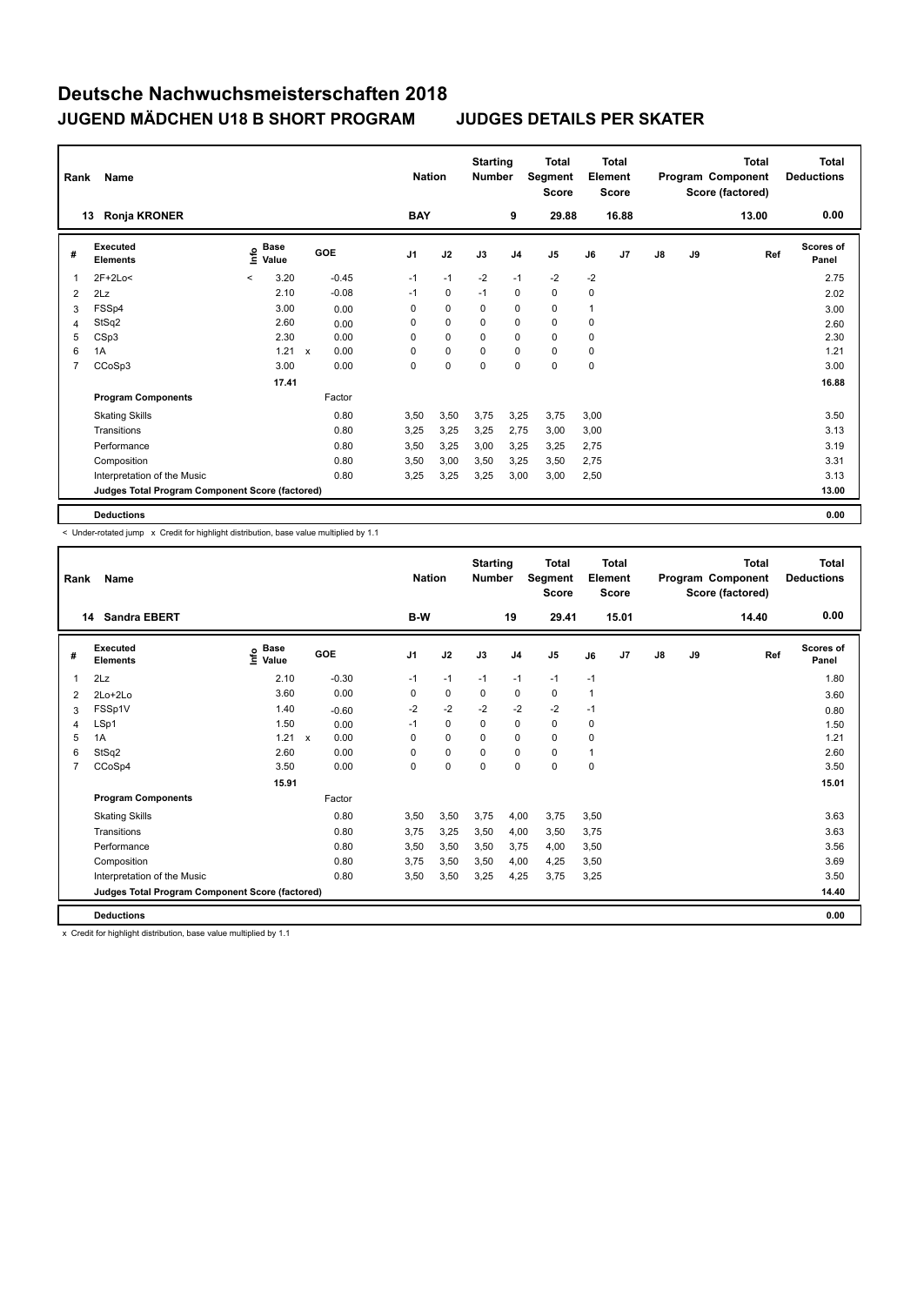# Deutsche Nachwuchsmeisterschaften 2018

## JUGEND MÄDCHEN U18 B SHORT PROGRAM — JUDGES DETAILS PER SKATER

| Rank | Name | Nation | Starting Number | Total Segment Score | Total Element Score | Total Program Component Score (factored) | Total Deductions |
|---|---|---|---|---|---|---|---|
| 13 | Ronja KRONER | BAY | 9 | 29.88 | 16.88 | 13.00 | 0.00 |

| # | Executed Elements | Info | Base Value | | GOE | J1 | J2 | J3 | J4 | J5 | J6 | J7 | J8 | J9 | Ref | Scores of Panel |
|---|---|---|---|---|---|---|---|---|---|---|---|---|---|---|---|---|
| 1 | 2F+2Lo< | < | 3.20 | | -0.45 | -1 | -1 | -2 | -1 | -2 | -2 | | | | | 2.75 |
| 2 | 2Lz | | 2.10 | | -0.08 | -1 | 0 | -1 | 0 | 0 | 0 | | | | | 2.02 |
| 3 | FSSp4 | | 3.00 | | 0.00 | 0 | 0 | 0 | 0 | 0 | 1 | | | | | 3.00 |
| 4 | StSq2 | | 2.60 | | 0.00 | 0 | 0 | 0 | 0 | 0 | 0 | | | | | 2.60 |
| 5 | CSp3 | | 2.30 | | 0.00 | 0 | 0 | 0 | 0 | 0 | 0 | | | | | 2.30 |
| 6 | 1A | | 1.21 | x | 0.00 | 0 | 0 | 0 | 0 | 0 | 0 | | | | | 1.21 |
| 7 | CCoSp3 | | 3.00 | | 0.00 | 0 | 0 | 0 | 0 | 0 | 0 | | | | | 3.00 |
| | | | 17.41 | | | | | | | | | | | | | 16.88 |
| | **Program Components** | | | | Factor | | | | | | | | | | | |
| | Skating Skills | | | | 0.80 | 3,50 | 3,50 | 3,75 | 3,25 | 3,75 | 3,00 | | | | | 3.50 |
| | Transitions | | | | 0.80 | 3,25 | 3,25 | 3,25 | 2,75 | 3,00 | 3,00 | | | | | 3.13 |
| | Performance | | | | 0.80 | 3,50 | 3,25 | 3,00 | 3,25 | 3,25 | 2,75 | | | | | 3.19 |
| | Composition | | | | 0.80 | 3,50 | 3,00 | 3,50 | 3,25 | 3,50 | 2,75 | | | | | 3.31 |
| | Interpretation of the Music | | | | 0.80 | 3,25 | 3,25 | 3,25 | 3,00 | 3,00 | 2,50 | | | | | 3.13 |
| | **Judges Total Program Component Score (factored)** | | | | | | | | | | | | | | | 13.00 |
| | **Deductions** | | | | | | | | | | | | | | | 0.00 |

< Under-rotated jump x Credit for highlight distribution, base value multiplied by 1.1

| Rank | Name | Nation | Starting Number | Total Segment Score | Total Element Score | Total Program Component Score (factored) | Total Deductions |
|---|---|---|---|---|---|---|---|
| 14 | Sandra EBERT | B-W | 19 | 29.41 | 15.01 | 14.40 | 0.00 |

| # | Executed Elements | Info | Base Value | | GOE | J1 | J2 | J3 | J4 | J5 | J6 | J7 | J8 | J9 | Ref | Scores of Panel |
|---|---|---|---|---|---|---|---|---|---|---|---|---|---|---|---|---|
| 1 | 2Lz | | 2.10 | | -0.30 | -1 | -1 | -1 | -1 | -1 | -1 | | | | | 1.80 |
| 2 | 2Lo+2Lo | | 3.60 | | 0.00 | 0 | 0 | 0 | 0 | 0 | 1 | | | | | 3.60 |
| 3 | FSSp1V | | 1.40 | | -0.60 | -2 | -2 | -2 | -2 | -2 | -1 | | | | | 0.80 |
| 4 | LSp1 | | 1.50 | | 0.00 | -1 | 0 | 0 | 0 | 0 | 0 | | | | | 1.50 |
| 5 | 1A | | 1.21 | x | 0.00 | 0 | 0 | 0 | 0 | 0 | 0 | | | | | 1.21 |
| 6 | StSq2 | | 2.60 | | 0.00 | 0 | 0 | 0 | 0 | 0 | 1 | | | | | 2.60 |
| 7 | CCoSp4 | | 3.50 | | 0.00 | 0 | 0 | 0 | 0 | 0 | 0 | | | | | 3.50 |
| | | | 15.91 | | | | | | | | | | | | | 15.01 |
| | **Program Components** | | | | Factor | | | | | | | | | | | |
| | Skating Skills | | | | 0.80 | 3,50 | 3,50 | 3,75 | 4,00 | 3,75 | 3,50 | | | | | 3.63 |
| | Transitions | | | | 0.80 | 3,75 | 3,25 | 3,50 | 4,00 | 3,50 | 3,75 | | | | | 3.63 |
| | Performance | | | | 0.80 | 3,50 | 3,50 | 3,50 | 3,75 | 4,00 | 3,50 | | | | | 3.56 |
| | Composition | | | | 0.80 | 3,75 | 3,50 | 3,50 | 4,00 | 4,25 | 3,50 | | | | | 3.69 |
| | Interpretation of the Music | | | | 0.80 | 3,50 | 3,50 | 3,25 | 4,25 | 3,75 | 3,25 | | | | | 3.50 |
| | **Judges Total Program Component Score (factored)** | | | | | | | | | | | | | | | 14.40 |
| | **Deductions** | | | | | | | | | | | | | | | 0.00 |

x Credit for highlight distribution, base value multiplied by 1.1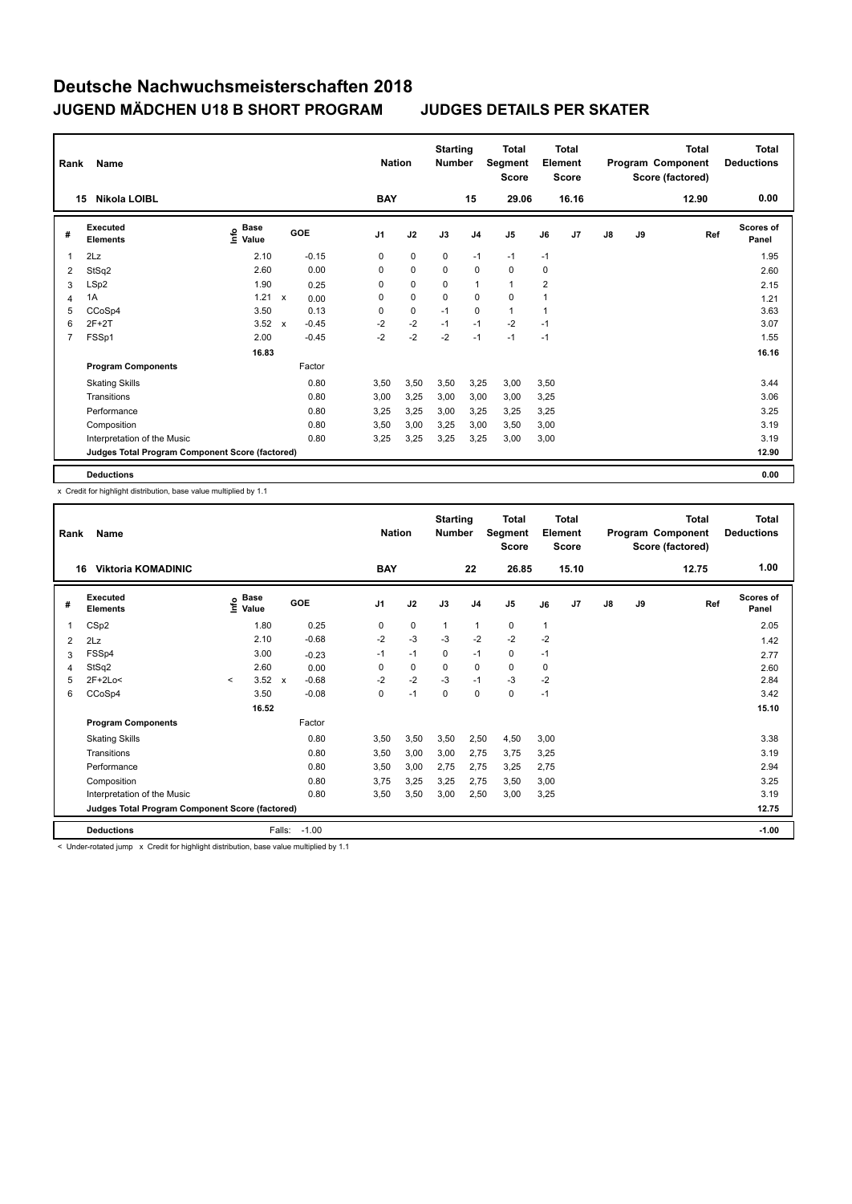# Deutsche Nachwuchsmeisterschaften 2018

## JUGEND MÄDCHEN U18 B SHORT PROGRAM — JUDGES DETAILS PER SKATER

| Rank | Name | Nation | Starting Number | Total Segment Score | Total Element Score | Total Program Component Score (factored) | Total Deductions |
|---|---|---|---|---|---|---|---|
| 15 | Nikola LOIBL | BAY | 15 | 29.06 | 16.16 | 12.90 | 0.00 |

| # | Executed Elements | Info | Base Value | | GOE | J1 | J2 | J3 | J4 | J5 | J6 | J7 | J8 | J9 | Ref | Scores of Panel |
|---|---|---|---|---|---|---|---|---|---|---|---|---|---|---|---|---|
| 1 | 2Lz | | 2.10 | | -0.15 | 0 | 0 | 0 | -1 | -1 | -1 | | | | | 1.95 |
| 2 | StSq2 | | 2.60 | | 0.00 | 0 | 0 | 0 | 0 | 0 | 0 | | | | | 2.60 |
| 3 | LSp2 | | 1.90 | | 0.25 | 0 | 0 | 0 | 1 | 1 | 2 | | | | | 2.15 |
| 4 | 1A | | 1.21 | x | 0.00 | 0 | 0 | 0 | 0 | 0 | 1 | | | | | 1.21 |
| 5 | CCoSp4 | | 3.50 | | 0.13 | 0 | 0 | -1 | 0 | 1 | 1 | | | | | 3.63 |
| 6 | 2F+2T | | 3.52 | x | -0.45 | -2 | -2 | -1 | -1 | -2 | -1 | | | | | 3.07 |
| 7 | FSSp1 | | 2.00 | | -0.45 | -2 | -2 | -2 | -1 | -1 | -1 | | | | | 1.55 |
| | | | 16.83 | | | | | | | | | | | | | 16.16 |
| | **Program Components** | | | | Factor | | | | | | | | | | | |
| | Skating Skills | | | | 0.80 | 3,50 | 3,50 | 3,50 | 3,25 | 3,00 | 3,50 | | | | | 3.44 |
| | Transitions | | | | 0.80 | 3,00 | 3,25 | 3,00 | 3,00 | 3,00 | 3,25 | | | | | 3.06 |
| | Performance | | | | 0.80 | 3,25 | 3,25 | 3,00 | 3,25 | 3,25 | 3,25 | | | | | 3.25 |
| | Composition | | | | 0.80 | 3,50 | 3,00 | 3,25 | 3,00 | 3,50 | 3,00 | | | | | 3.19 |
| | Interpretation of the Music | | | | 0.80 | 3,25 | 3,25 | 3,25 | 3,25 | 3,00 | 3,00 | | | | | 3.19 |
| | **Judges Total Program Component Score (factored)** | | | | | | | | | | | | | | | 12.90 |
| | **Deductions** | | | | | | | | | | | | | | | 0.00 |

x Credit for highlight distribution, base value multiplied by 1.1

| Rank | Name | Nation | Starting Number | Total Segment Score | Total Element Score | Total Program Component Score (factored) | Total Deductions |
|---|---|---|---|---|---|---|---|
| 16 | Viktoria KOMADINIC | BAY | 22 | 26.85 | 15.10 | 12.75 | 1.00 |

| # | Executed Elements | Info | Base Value | | GOE | J1 | J2 | J3 | J4 | J5 | J6 | J7 | J8 | J9 | Ref | Scores of Panel |
|---|---|---|---|---|---|---|---|---|---|---|---|---|---|---|---|---|
| 1 | CSp2 | | 1.80 | | 0.25 | 0 | 0 | 1 | 1 | 0 | 1 | | | | | 2.05 |
| 2 | 2Lz | | 2.10 | | -0.68 | -2 | -3 | -3 | -2 | -2 | -2 | | | | | 1.42 |
| 3 | FSSp4 | | 3.00 | | -0.23 | -1 | -1 | 0 | -1 | 0 | -1 | | | | | 2.77 |
| 4 | StSq2 | | 2.60 | | 0.00 | 0 | 0 | 0 | 0 | 0 | 0 | | | | | 2.60 |
| 5 | 2F+2Lo< | < | 3.52 | x | -0.68 | -2 | -2 | -3 | -1 | -3 | -2 | | | | | 2.84 |
| 6 | CCoSp4 | | 3.50 | | -0.08 | 0 | -1 | 0 | 0 | 0 | -1 | | | | | 3.42 |
| | | | 16.52 | | | | | | | | | | | | | 15.10 |
| | **Program Components** | | | | Factor | | | | | | | | | | | |
| | Skating Skills | | | | 0.80 | 3,50 | 3,50 | 3,50 | 2,50 | 4,50 | 3,00 | | | | | 3.38 |
| | Transitions | | | | 0.80 | 3,50 | 3,00 | 3,00 | 2,75 | 3,75 | 3,25 | | | | | 3.19 |
| | Performance | | | | 0.80 | 3,50 | 3,00 | 2,75 | 2,75 | 3,25 | 2,75 | | | | | 2.94 |
| | Composition | | | | 0.80 | 3,75 | 3,25 | 3,25 | 2,75 | 3,50 | 3,00 | | | | | 3.25 |
| | Interpretation of the Music | | | | 0.80 | 3,50 | 3,50 | 3,00 | 2,50 | 3,00 | 3,25 | | | | | 3.19 |
| | **Judges Total Program Component Score (factored)** | | | | | | | | | | | | | | | 12.75 |
| | **Deductions** | | Falls: | | -1.00 | | | | | | | | | | | -1.00 |

< Under-rotated jump x Credit for highlight distribution, base value multiplied by 1.1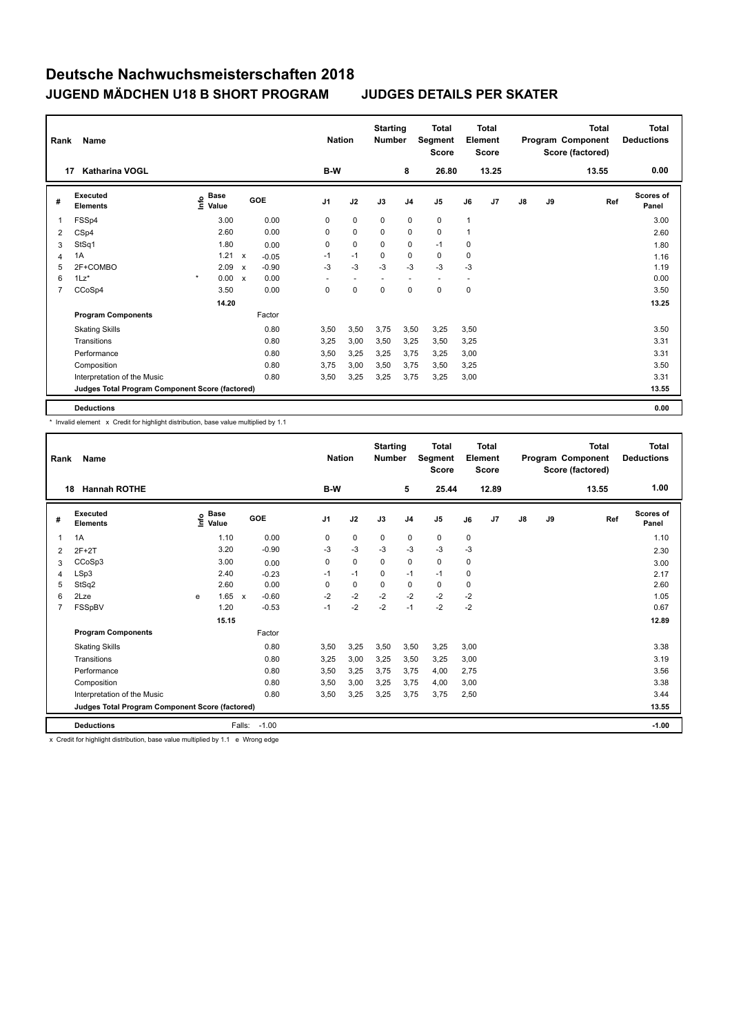# Deutsche Nachwuchsmeisterschaften 2018

## JUGEND MÄDCHEN U18 B SHORT PROGRAM JUDGES DETAILS PER SKATER

| Rank | Name | Nation | Starting Number | Total Segment Score | Total Element Score | Total Program Component Score (factored) | Total Deductions |
|---|---|---|---|---|---|---|---|
| 17 | Katharina VOGL | B-W | 8 | 26.80 | 13.25 | 13.55 | 0.00 |

| # | Executed Elements | Info | Base Value | | GOE | J1 | J2 | J3 | J4 | J5 | J6 | J7 | J8 | J9 | Ref | Scores of Panel |
|---|---|---|---|---|---|---|---|---|---|---|---|---|---|---|---|---|
| 1 | FSSp4 | | 3.00 | | 0.00 | 0 | 0 | 0 | 0 | 0 | 1 | | | | | 3.00 |
| 2 | CSp4 | | 2.60 | | 0.00 | 0 | 0 | 0 | 0 | 0 | 1 | | | | | 2.60 |
| 3 | StSq1 | | 1.80 | | 0.00 | 0 | 0 | 0 | 0 | -1 | 0 | | | | | 1.80 |
| 4 | 1A | | 1.21 | x | -0.05 | -1 | -1 | 0 | 0 | 0 | 0 | | | | | 1.16 |
| 5 | 2F+COMBO | | 2.09 | x | -0.90 | -3 | -3 | -3 | -3 | -3 | -3 | | | | | 1.19 |
| 6 | 1Lz* | * | 0.00 | x | 0.00 | - | - | - | - | - | - | | | | | 0.00 |
| 7 | CCoSp4 | | 3.50 | | 0.00 | 0 | 0 | 0 | 0 | 0 | 0 | | | | | 3.50 |
| | | | 14.20 | | | | | | | | | | | | | 13.25 |
| | **Program Components** | | | | Factor | | | | | | | | | | | |
| | Skating Skills | | | | 0.80 | 3,50 | 3,50 | 3,75 | 3,50 | 3,25 | 3,50 | | | | | 3.50 |
| | Transitions | | | | 0.80 | 3,25 | 3,00 | 3,50 | 3,25 | 3,50 | 3,25 | | | | | 3.31 |
| | Performance | | | | 0.80 | 3,50 | 3,25 | 3,25 | 3,75 | 3,25 | 3,00 | | | | | 3.31 |
| | Composition | | | | 0.80 | 3,75 | 3,00 | 3,50 | 3,75 | 3,50 | 3,25 | | | | | 3.50 |
| | Interpretation of the Music | | | | 0.80 | 3,50 | 3,25 | 3,25 | 3,75 | 3,25 | 3,00 | | | | | 3.31 |
| | **Judges Total Program Component Score (factored)** | | | | | | | | | | | | | | | 13.55 |
| | **Deductions** | | | | | | | | | | | | | | | 0.00 |

\* Invalid element x Credit for highlight distribution, base value multiplied by 1.1

| Rank | Name | Nation | Starting Number | Total Segment Score | Total Element Score | Total Program Component Score (factored) | Total Deductions |
|---|---|---|---|---|---|---|---|
| 18 | Hannah ROTHE | B-W | 5 | 25.44 | 12.89 | 13.55 | 1.00 |

| # | Executed Elements | Info | Base Value | | GOE | J1 | J2 | J3 | J4 | J5 | J6 | J7 | J8 | J9 | Ref | Scores of Panel |
|---|---|---|---|---|---|---|---|---|---|---|---|---|---|---|---|---|
| 1 | 1A | | 1.10 | | 0.00 | 0 | 0 | 0 | 0 | 0 | 0 | | | | | 1.10 |
| 2 | 2F+2T | | 3.20 | | -0.90 | -3 | -3 | -3 | -3 | -3 | -3 | | | | | 2.30 |
| 3 | CCoSp3 | | 3.00 | | 0.00 | 0 | 0 | 0 | 0 | 0 | 0 | | | | | 3.00 |
| 4 | LSp3 | | 2.40 | | -0.23 | -1 | -1 | 0 | -1 | -1 | 0 | | | | | 2.17 |
| 5 | StSq2 | | 2.60 | | 0.00 | 0 | 0 | 0 | 0 | 0 | 0 | | | | | 2.60 |
| 6 | 2Lze | e | 1.65 | x | -0.60 | -2 | -2 | -2 | -2 | -2 | -2 | | | | | 1.05 |
| 7 | FSSpBV | | 1.20 | | -0.53 | -1 | -2 | -2 | -1 | -2 | -2 | | | | | 0.67 |
| | | | 15.15 | | | | | | | | | | | | | 12.89 |
| | **Program Components** | | | | Factor | | | | | | | | | | | |
| | Skating Skills | | | | 0.80 | 3,50 | 3,25 | 3,50 | 3,50 | 3,25 | 3,00 | | | | | 3.38 |
| | Transitions | | | | 0.80 | 3,25 | 3,00 | 3,25 | 3,50 | 3,25 | 3,00 | | | | | 3.19 |
| | Performance | | | | 0.80 | 3,50 | 3,25 | 3,75 | 3,75 | 4,00 | 2,75 | | | | | 3.56 |
| | Composition | | | | 0.80 | 3,50 | 3,00 | 3,25 | 3,75 | 4,00 | 3,00 | | | | | 3.38 |
| | Interpretation of the Music | | | | 0.80 | 3,50 | 3,25 | 3,25 | 3,75 | 3,75 | 2,50 | | | | | 3.44 |
| | **Judges Total Program Component Score (factored)** | | | | | | | | | | | | | | | 13.55 |
| | **Deductions** | | | Falls: | -1.00 | | | | | | | | | | | -1.00 |

x Credit for highlight distribution, base value multiplied by 1.1 e Wrong edge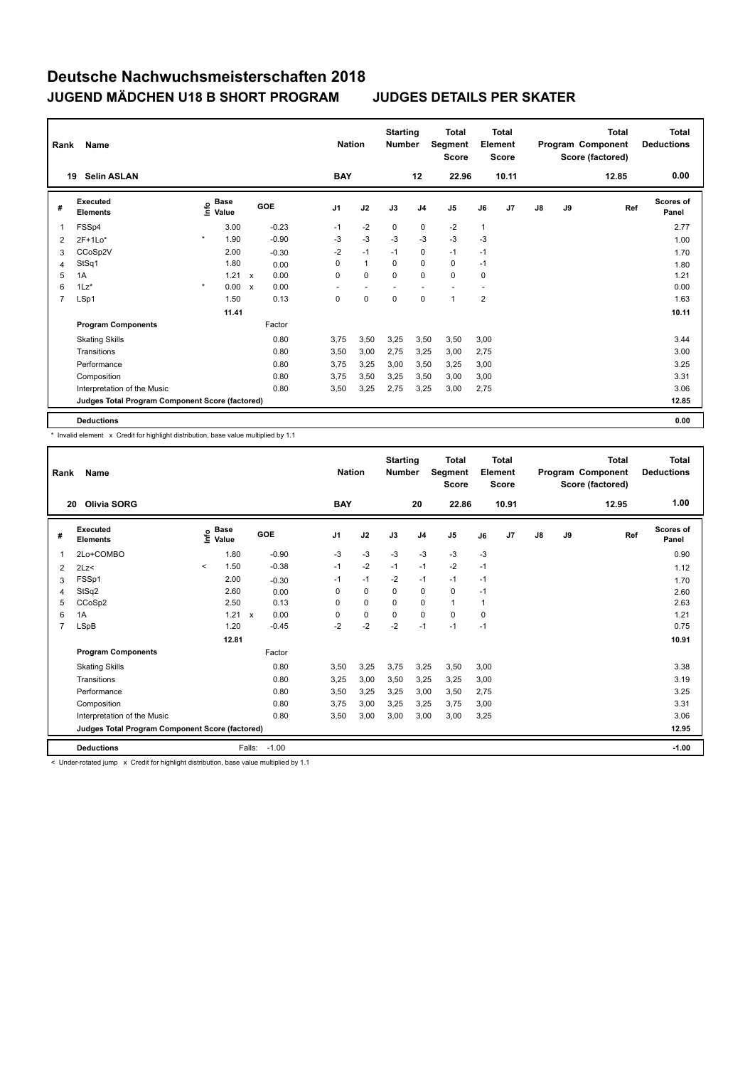# Deutsche Nachwuchsmeisterschaften 2018

## JUGEND MÄDCHEN U18 B SHORT PROGRAM JUDGES DETAILS PER SKATER

| Rank | Name | Nation | Starting Number | Total Segment Score | Total Element Score | Total Program Component Score (factored) | Total Deductions |
|---|---|---|---|---|---|---|---|
| 19 | Selin ASLAN | BAY | 12 | 22.96 | 10.11 | 12.85 | 0.00 |

| # | Executed Elements | Info | Base Value | | GOE | J1 | J2 | J3 | J4 | J5 | J6 | J7 | J8 | J9 | Ref | Scores of Panel |
|---|---|---|---|---|---|---|---|---|---|---|---|---|---|---|---|---|
| 1 | FSSp4 | | 3.00 | | -0.23 | -1 | -2 | 0 | 0 | -2 | 1 | | | | | 2.77 |
| 2 | 2F+1Lo* | * | 1.90 | | -0.90 | -3 | -3 | -3 | -3 | -3 | -3 | | | | | 1.00 |
| 3 | CCoSp2V | | 2.00 | | -0.30 | -2 | -1 | -1 | 0 | -1 | -1 | | | | | 1.70 |
| 4 | StSq1 | | 1.80 | | 0.00 | 0 | 1 | 0 | 0 | 0 | -1 | | | | | 1.80 |
| 5 | 1A | | 1.21 | x | 0.00 | 0 | 0 | 0 | 0 | 0 | 0 | | | | | 1.21 |
| 6 | 1Lz* | * | 0.00 | x | 0.00 | - | - | - | - | - | - | | | | | 0.00 |
| 7 | LSp1 | | 1.50 | | 0.13 | 0 | 0 | 0 | 0 | 1 | 2 | | | | | 1.63 |
| | | | 11.41 | | | | | | | | | | | | | 10.11 |
| | **Program Components** | | | | Factor | | | | | | | | | | | |
| | Skating Skills | | | | 0.80 | 3,75 | 3,50 | 3,25 | 3,50 | 3,50 | 3,00 | | | | | 3.44 |
| | Transitions | | | | 0.80 | 3,50 | 3,00 | 2,75 | 3,25 | 3,00 | 2,75 | | | | | 3.00 |
| | Performance | | | | 0.80 | 3,75 | 3,25 | 3,00 | 3,50 | 3,25 | 3,00 | | | | | 3.25 |
| | Composition | | | | 0.80 | 3,75 | 3,50 | 3,25 | 3,50 | 3,00 | 3,00 | | | | | 3.31 |
| | Interpretation of the Music | | | | 0.80 | 3,50 | 3,25 | 2,75 | 3,25 | 3,00 | 2,75 | | | | | 3.06 |
| | **Judges Total Program Component Score (factored)** | | | | | | | | | | | | | | | 12.85 |
| | **Deductions** | | | | | | | | | | | | | | | 0.00 |

\* Invalid element x Credit for highlight distribution, base value multiplied by 1.1

| Rank | Name | Nation | Starting Number | Total Segment Score | Total Element Score | Total Program Component Score (factored) | Total Deductions |
|---|---|---|---|---|---|---|---|
| 20 | Olivia SORG | BAY | 20 | 22.86 | 10.91 | 12.95 | 1.00 |

| # | Executed Elements | Info | Base Value | | GOE | J1 | J2 | J3 | J4 | J5 | J6 | J7 | J8 | J9 | Ref | Scores of Panel |
|---|---|---|---|---|---|---|---|---|---|---|---|---|---|---|---|---|
| 1 | 2Lo+COMBO | | 1.80 | | -0.90 | -3 | -3 | -3 | -3 | -3 | -3 | | | | | 0.90 |
| 2 | 2Lz< | < | 1.50 | | -0.38 | -1 | -2 | -1 | -1 | -2 | -1 | | | | | 1.12 |
| 3 | FSSp1 | | 2.00 | | -0.30 | -1 | -1 | -2 | -1 | -1 | -1 | | | | | 1.70 |
| 4 | StSq2 | | 2.60 | | 0.00 | 0 | 0 | 0 | 0 | 0 | -1 | | | | | 2.60 |
| 5 | CCoSp2 | | 2.50 | | 0.13 | 0 | 0 | 0 | 0 | 1 | 1 | | | | | 2.63 |
| 6 | 1A | | 1.21 | x | 0.00 | 0 | 0 | 0 | 0 | 0 | 0 | | | | | 1.21 |
| 7 | LSpB | | 1.20 | | -0.45 | -2 | -2 | -2 | -1 | -1 | -1 | | | | | 0.75 |
| | | | 12.81 | | | | | | | | | | | | | 10.91 |
| | **Program Components** | | | | Factor | | | | | | | | | | | |
| | Skating Skills | | | | 0.80 | 3,50 | 3,25 | 3,75 | 3,25 | 3,50 | 3,00 | | | | | 3.38 |
| | Transitions | | | | 0.80 | 3,25 | 3,00 | 3,50 | 3,25 | 3,25 | 3,00 | | | | | 3.19 |
| | Performance | | | | 0.80 | 3,50 | 3,25 | 3,25 | 3,00 | 3,50 | 2,75 | | | | | 3.25 |
| | Composition | | | | 0.80 | 3,75 | 3,00 | 3,25 | 3,25 | 3,75 | 3,00 | | | | | 3.31 |
| | Interpretation of the Music | | | | 0.80 | 3,50 | 3,00 | 3,00 | 3,00 | 3,00 | 3,25 | | | | | 3.06 |
| | **Judges Total Program Component Score (factored)** | | | | | | | | | | | | | | | 12.95 |
| | **Deductions** | | | Falls: | -1.00 | | | | | | | | | | | -1.00 |

< Under-rotated jump x Credit for highlight distribution, base value multiplied by 1.1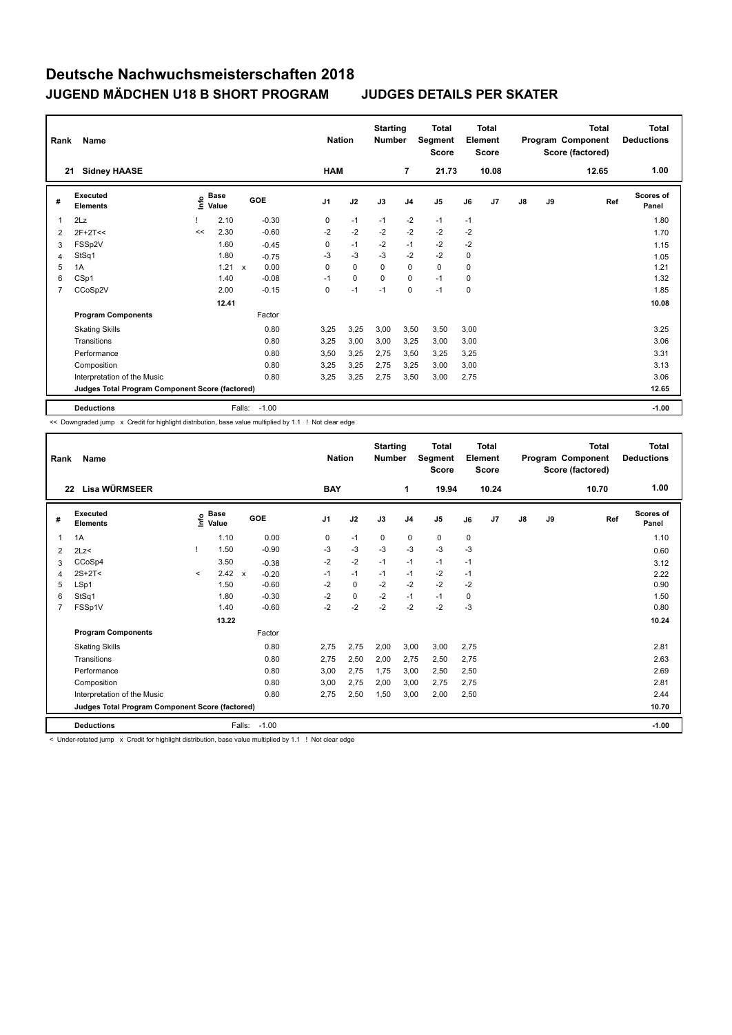# Deutsche Nachwuchsmeisterschaften 2018

## JUGEND MÄDCHEN U18 B SHORT PROGRAM JUDGES DETAILS PER SKATER

| Rank | Name | Nation | Starting Number | Total Segment Score | Total Element Score | Total Program Component Score (factored) | Total Deductions |
|---|---|---|---|---|---|---|---|
| 21 | Sidney HAASE | HAM | 7 | 21.73 | 10.08 | 12.65 | 1.00 |

| # | Executed Elements | Info | Base Value | | GOE | J1 | J2 | J3 | J4 | J5 | J6 | J7 | J8 | J9 | Ref | Scores of Panel |
|---|---|---|---|---|---|---|---|---|---|---|---|---|---|---|---|---|
| 1 | 2Lz | ! | 2.10 | | -0.30 | 0 | -1 | -1 | -2 | -1 | -1 | | | | | 1.80 |
| 2 | 2F+2T<< | << | 2.30 | | -0.60 | -2 | -2 | -2 | -2 | -2 | -2 | | | | | 1.70 |
| 3 | FSSp2V | | 1.60 | | -0.45 | 0 | -1 | -2 | -1 | -2 | -2 | | | | | 1.15 |
| 4 | StSq1 | | 1.80 | | -0.75 | -3 | -3 | -3 | -2 | -2 | 0 | | | | | 1.05 |
| 5 | 1A | | 1.21 | x | 0.00 | 0 | 0 | 0 | 0 | 0 | 0 | | | | | 1.21 |
| 6 | CSp1 | | 1.40 | | -0.08 | -1 | 0 | 0 | 0 | -1 | 0 | | | | | 1.32 |
| 7 | CCoSp2V | | 2.00 | | -0.15 | 0 | -1 | -1 | 0 | -1 | 0 | | | | | 1.85 |
| | | | 12.41 | | | | | | | | | | | | | 10.08 |
| | **Program Components** | | | | Factor | | | | | | | | | | | |
| | Skating Skills | | | | 0.80 | 3,25 | 3,25 | 3,00 | 3,50 | 3,50 | 3,00 | | | | | 3.25 |
| | Transitions | | | | 0.80 | 3,25 | 3,00 | 3,00 | 3,25 | 3,00 | 3,00 | | | | | 3.06 |
| | Performance | | | | 0.80 | 3,50 | 3,25 | 2,75 | 3,50 | 3,25 | 3,25 | | | | | 3.31 |
| | Composition | | | | 0.80 | 3,25 | 3,25 | 2,75 | 3,25 | 3,00 | 3,00 | | | | | 3.13 |
| | Interpretation of the Music | | | | 0.80 | 3,25 | 3,25 | 2,75 | 3,50 | 3,00 | 2,75 | | | | | 3.06 |
| | **Judges Total Program Component Score (factored)** | | | | | | | | | | | | | | | 12.65 |
| | **Deductions** | | Falls: | | -1.00 | | | | | | | | | | | -1.00 |

<< Downgraded jump x Credit for highlight distribution, base value multiplied by 1.1 ! Not clear edge

| Rank | Name | Nation | Starting Number | Total Segment Score | Total Element Score | Total Program Component Score (factored) | Total Deductions |
|---|---|---|---|---|---|---|---|
| 22 | Lisa WÜRMSEER | BAY | 1 | 19.94 | 10.24 | 10.70 | 1.00 |

| # | Executed Elements | Info | Base Value | | GOE | J1 | J2 | J3 | J4 | J5 | J6 | J7 | J8 | J9 | Ref | Scores of Panel |
|---|---|---|---|---|---|---|---|---|---|---|---|---|---|---|---|---|
| 1 | 1A | | 1.10 | | 0.00 | 0 | -1 | 0 | 0 | 0 | 0 | | | | | 1.10 |
| 2 | 2Lz< | ! | 1.50 | | -0.90 | -3 | -3 | -3 | -3 | -3 | -3 | | | | | 0.60 |
| 3 | CCoSp4 | | 3.50 | | -0.38 | -2 | -2 | -1 | -1 | -1 | -1 | | | | | 3.12 |
| 4 | 2S+2T< | < | 2.42 | x | -0.20 | -1 | -1 | -1 | -1 | -2 | -1 | | | | | 2.22 |
| 5 | LSp1 | | 1.50 | | -0.60 | -2 | 0 | -2 | -2 | -2 | -2 | | | | | 0.90 |
| 6 | StSq1 | | 1.80 | | -0.30 | -2 | 0 | -2 | -1 | -1 | 0 | | | | | 1.50 |
| 7 | FSSp1V | | 1.40 | | -0.60 | -2 | -2 | -2 | -2 | -2 | -3 | | | | | 0.80 |
| | | | 13.22 | | | | | | | | | | | | | 10.24 |
| | **Program Components** | | | | Factor | | | | | | | | | | | |
| | Skating Skills | | | | 0.80 | 2,75 | 2,75 | 2,00 | 3,00 | 3,00 | 2,75 | | | | | 2.81 |
| | Transitions | | | | 0.80 | 2,75 | 2,50 | 2,00 | 2,75 | 2,50 | 2,75 | | | | | 2.63 |
| | Performance | | | | 0.80 | 3,00 | 2,75 | 1,75 | 3,00 | 2,50 | 2,50 | | | | | 2.69 |
| | Composition | | | | 0.80 | 3,00 | 2,75 | 2,00 | 3,00 | 2,75 | 2,75 | | | | | 2.81 |
| | Interpretation of the Music | | | | 0.80 | 2,75 | 2,50 | 1,50 | 3,00 | 2,00 | 2,50 | | | | | 2.44 |
| | **Judges Total Program Component Score (factored)** | | | | | | | | | | | | | | | 10.70 |
| | **Deductions** | | Falls: | | -1.00 | | | | | | | | | | | -1.00 |

< Under-rotated jump x Credit for highlight distribution, base value multiplied by 1.1 ! Not clear edge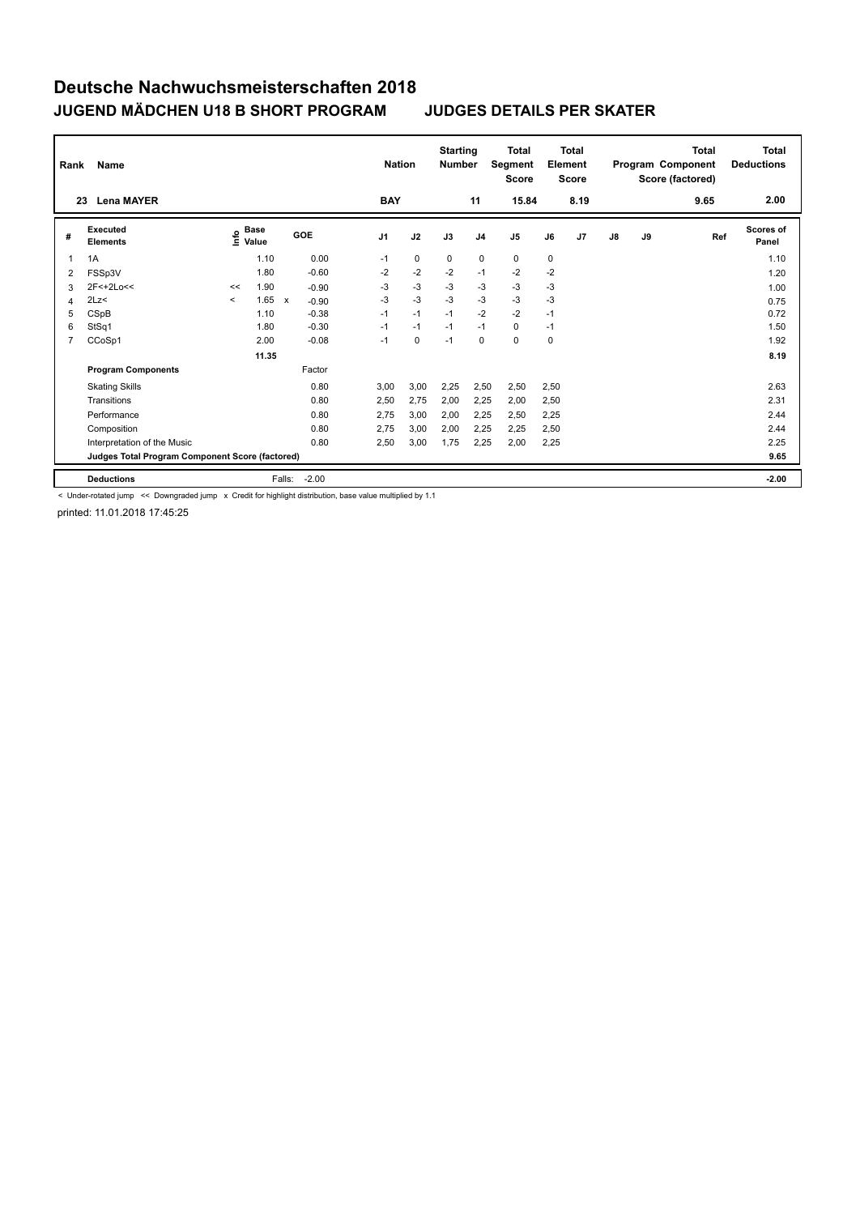# Deutsche Nachwuchsmeisterschaften 2018

## JUGEND MÄDCHEN U18 B SHORT PROGRAM    JUDGES DETAILS PER SKATER

| Rank | Name | Nation | Starting Number | Total Segment Score | Total Element Score | Total Program Component Score (factored) | Total Deductions |
|---|---|---|---|---|---|---|---|
| 23 | Lena MAYER | BAY | 11 | 15.84 | 8.19 | 9.65 | 2.00 |

| # | Executed Elements | Info | Base Value | | GOE | J1 | J2 | J3 | J4 | J5 | J6 | J7 | J8 | J9 | Ref | Scores of Panel |
|---|---|---|---|---|---|---|---|---|---|---|---|---|---|---|---|---|
| 1 | 1A | | 1.10 | | 0.00 | -1 | 0 | 0 | 0 | 0 | 0 | | | | | 1.10 |
| 2 | FSSp3V | | 1.80 | | -0.60 | -2 | -2 | -2 | -1 | -2 | -2 | | | | | 1.20 |
| 3 | 2F<+2Lo<< | << | 1.90 | | -0.90 | -3 | -3 | -3 | -3 | -3 | -3 | | | | | 1.00 |
| 4 | 2Lz< | < | 1.65 | x | -0.90 | -3 | -3 | -3 | -3 | -3 | -3 | | | | | 0.75 |
| 5 | CSpB | | 1.10 | | -0.38 | -1 | -1 | -1 | -2 | -2 | -1 | | | | | 0.72 |
| 6 | StSq1 | | 1.80 | | -0.30 | -1 | -1 | -1 | -1 | 0 | -1 | | | | | 1.50 |
| 7 | CCoSp1 | | 2.00 | | -0.08 | -1 | 0 | -1 | 0 | 0 | 0 | | | | | 1.92 |
| | | | 11.35 | | | | | | | | | | | | | 8.19 |
| | **Program Components** | | | | Factor | | | | | | | | | | | |
| | Skating Skills | | | | 0.80 | 3,00 | 3,00 | 2,25 | 2,50 | 2,50 | 2,50 | | | | | 2.63 |
| | Transitions | | | | 0.80 | 2,50 | 2,75 | 2,00 | 2,25 | 2,00 | 2,50 | | | | | 2.31 |
| | Performance | | | | 0.80 | 2,75 | 3,00 | 2,00 | 2,25 | 2,50 | 2,25 | | | | | 2.44 |
| | Composition | | | | 0.80 | 2,75 | 3,00 | 2,00 | 2,25 | 2,25 | 2,50 | | | | | 2.44 |
| | Interpretation of the Music | | | | 0.80 | 2,50 | 3,00 | 1,75 | 2,25 | 2,00 | 2,25 | | | | | 2.25 |
| | **Judges Total Program Component Score (factored)** | | | | | | | | | | | | | | | 9.65 |
| | **Deductions** | | | Falls: | -2.00 | | | | | | | | | | | -2.00 |

< Under-rotated jump << Downgraded jump x Credit for highlight distribution, base value multiplied by 1.1

printed: 11.01.2018 17:45:25